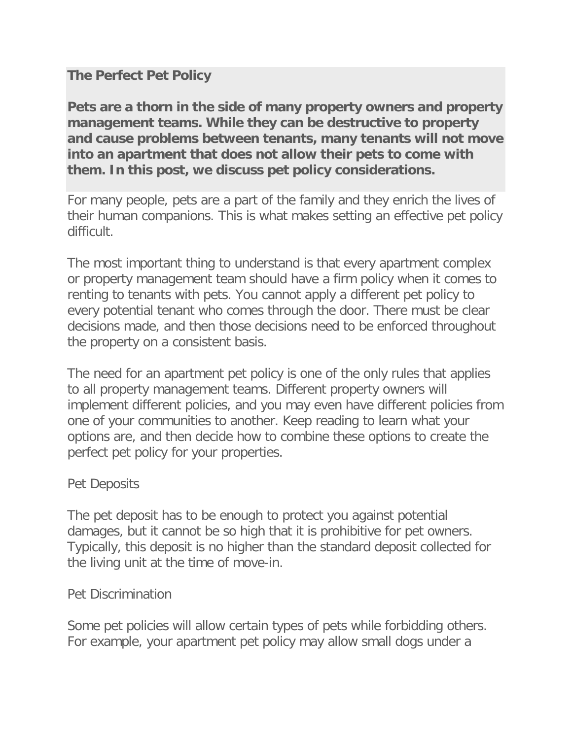**The Perfect Pet Policy**

**Pets are a thorn in the side of many property owners and property management teams. While they can be destructive to property and cause problems between tenants, many tenants will not move into an apartment that does not allow their pets to come with them. In this post, we discuss pet policy considerations.**

For many people, pets are a part of the family and they enrich the lives of their human companions. This is what makes setting an effective pet policy difficult.

The most important thing to understand is that every apartment complex or property management team should have a firm policy when it comes to renting to tenants with pets. You cannot apply a different pet policy to every potential tenant who comes through the door. There must be clear decisions made, and then those decisions need to be enforced throughout the property on a consistent basis.

The need for an apartment pet policy is one of the only rules that applies to all property management teams. Different property owners will implement different policies, and you may even have different policies from one of your communities to another. Keep reading to learn what your options are, and then decide how to combine these options to create the perfect pet policy for your properties.

Pet Deposits

The pet deposit has to be enough to protect you against potential damages, but it cannot be so high that it is prohibitive for pet owners. Typically, this deposit is no higher than the standard deposit collected for the living unit at the time of move-in.

Pet Discrimination

Some pet policies will allow certain types of pets while forbidding others. For example, your apartment pet policy may allow small dogs under a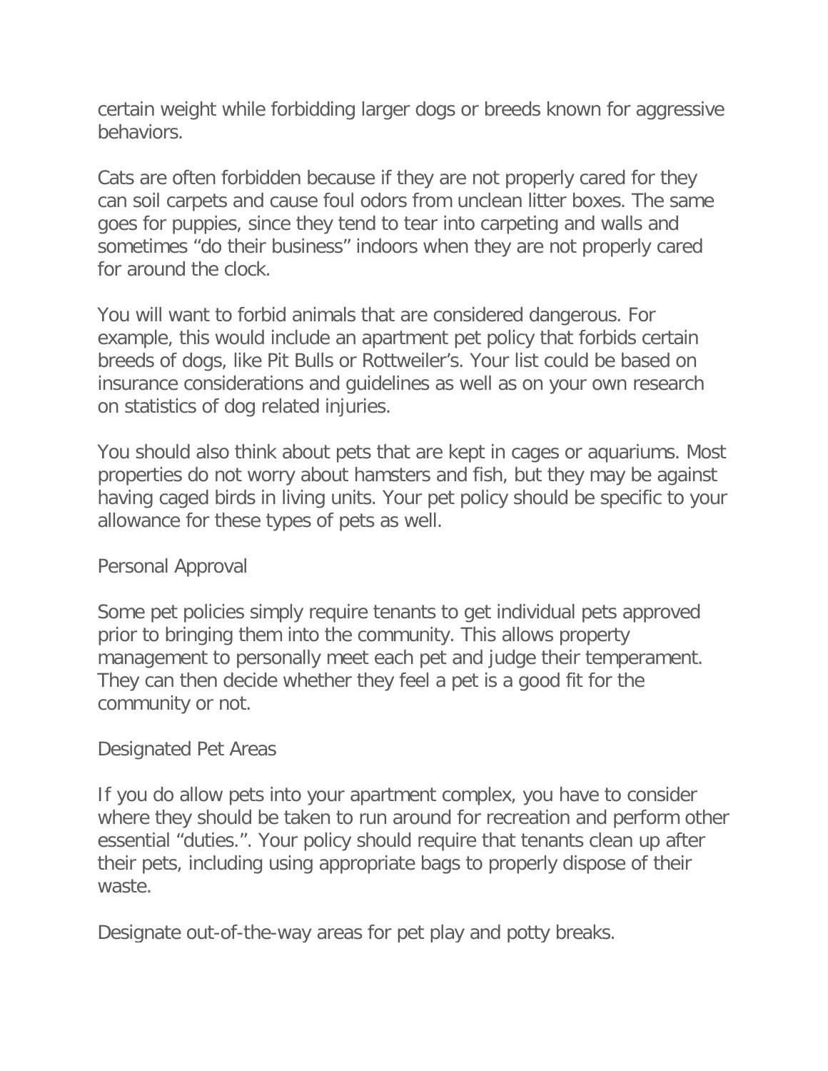certain weight while forbidding larger dogs or breeds known for aggressive behaviors.

Cats are often forbidden because if they are not properly cared for they can soil carpets and cause foul odors from unclean litter boxes. The same goes for puppies, since they tend to tear into carpeting and walls and sometimes “do their business” indoors when they are not properly cared for around the clock.

You will want to forbid animals that are considered dangerous. For example, this would include an apartment pet policy that forbids certain breeds of dogs, like Pit Bulls or Rottweiler’s. Your list could be based on insurance considerations and guidelines as well as on your own research on statistics of dog related injuries.

You should also think about pets that are kept in cages or aquariums. Most properties do not worry about hamsters and fish, but they may be against having caged birds in living units. Your pet policy should be specific to your allowance for these types of pets as well.

## Personal Approval

Some pet policies simply require tenants to get individual pets approved prior to bringing them into the community. This allows property management to personally meet each pet and judge their temperament. They can then decide whether they feel a pet is a good fit for the community or not.

## Designated Pet Areas

If you do allow pets into your apartment complex, you have to consider where they should be taken to run around for recreation and perform other essential “duties.”. Your policy should require that tenants clean up after their pets, including using appropriate bags to properly dispose of their waste.

Designate out-of-the-way areas for pet play and potty breaks.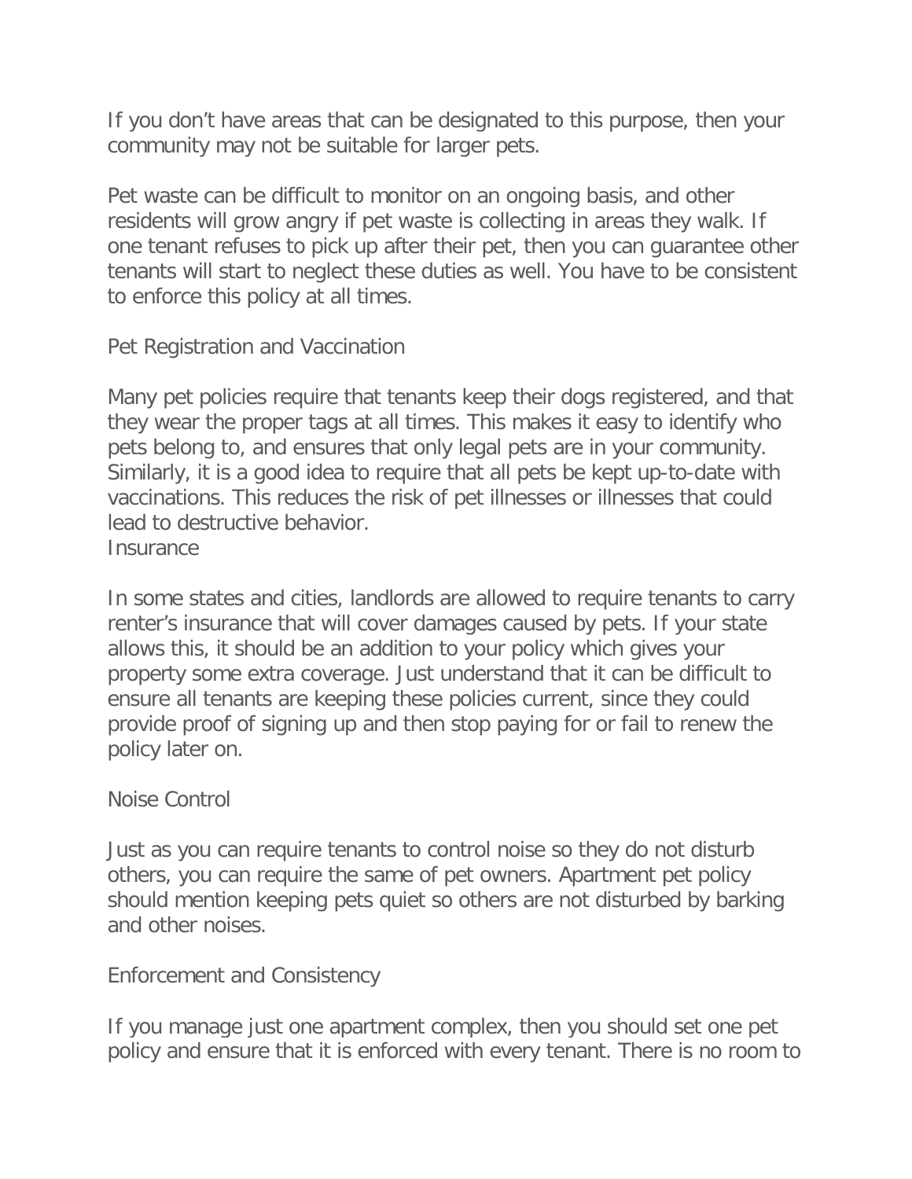If you don’t have areas that can be designated to this purpose, then your community may not be suitable for larger pets.

Pet waste can be difficult to monitor on an ongoing basis, and other residents will grow angry if pet waste is collecting in areas they walk. If one tenant refuses to pick up after their pet, then you can guarantee other tenants will start to neglect these duties as well. You have to be consistent to enforce this policy at all times.

## Pet Registration and Vaccination

Many pet policies require that tenants keep their dogs registered, and that they wear the proper tags at all times. This makes it easy to identify who pets belong to, and ensures that only legal pets are in your community. Similarly, it is a good idea to require that all pets be kept up-to-date with vaccinations. This reduces the risk of pet illnesses or illnesses that could lead to destructive behavior.

## Insurance

In some states and cities, landlords are allowed to require tenants to carry renter’s insurance that will cover damages caused by pets. If your state allows this, it should be an addition to your policy which gives your property some extra coverage. Just understand that it can be difficult to ensure all tenants are keeping these policies current, since they could provide proof of signing up and then stop paying for or fail to renew the policy later on.

## Noise Control

Just as you can require tenants to control noise so they do not disturb others, you can require the same of pet owners. Apartment pet policy should mention keeping pets quiet so others are not disturbed by barking and other noises.

## Enforcement and Consistency

If you manage just one apartment complex, then you should set one pet policy and ensure that it is enforced with every tenant. There is no room to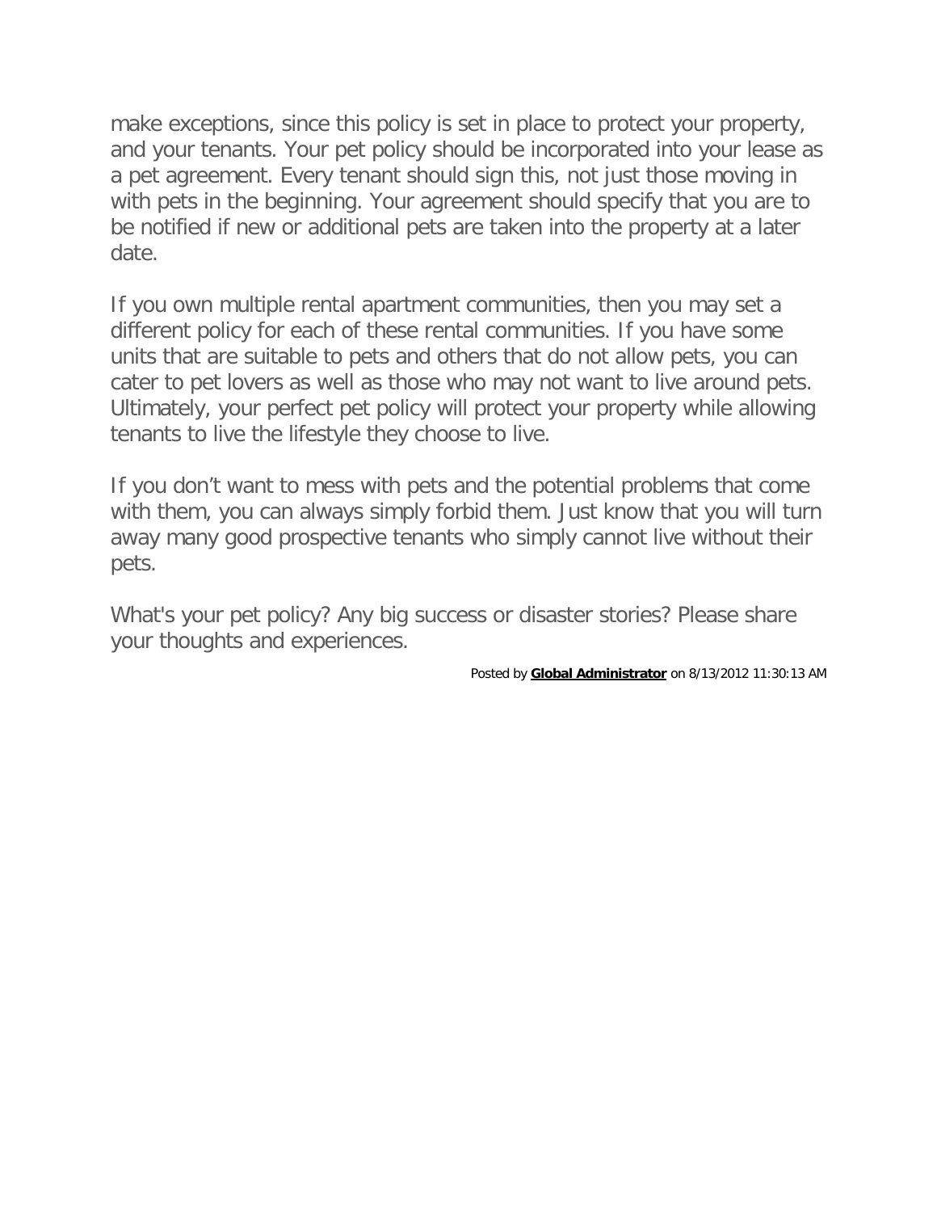make exceptions, since this policy is set in place to protect your property, and your tenants. Your pet policy should be incorporated into your lease as a pet agreement. Every tenant should sign this, not just those moving in with pets in the beginning. Your agreement should specify that you are to be notified if new or additional pets are taken into the property at a later date.

If you own multiple rental apartment communities, then you may set a different policy for each of these rental communities. If you have some units that are suitable to pets and others that do not allow pets, you can cater to pet lovers as well as those who may not want to live around pets. Ultimately, your perfect pet policy will protect your property while allowing tenants to live the lifestyle they choose to live.

If you don’t want to mess with pets and the potential problems that come with them, you can always simply forbid them. Just know that you will turn away many good prospective tenants who simply cannot live without their pets.

What's your pet policy? Any big success or disaster stories? Please share your thoughts and experiences.

Posted by **Global Administrator** on 8/13/2012 11:30:13 AM